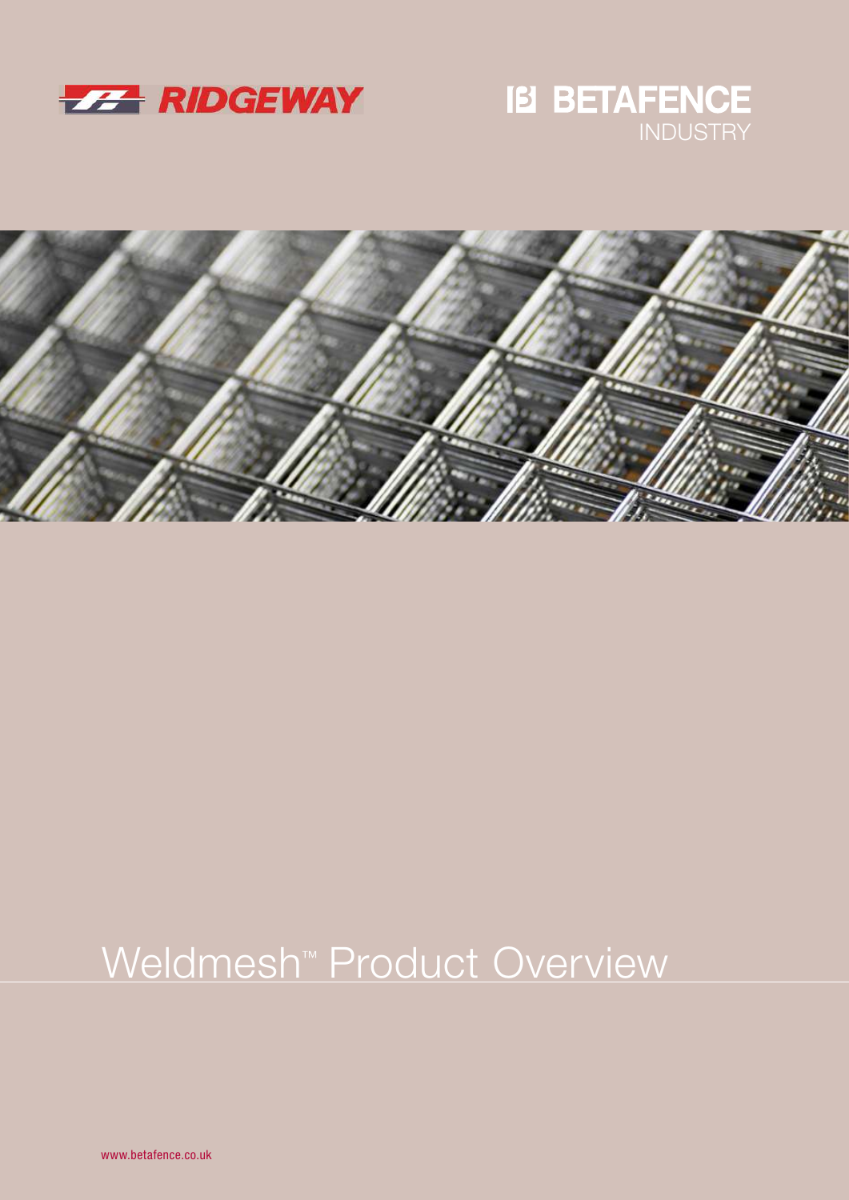RIDGEWAY

BETAFENCE INDUSTRY

# Weldmesh™ Product Overview

www.betafence.co.uk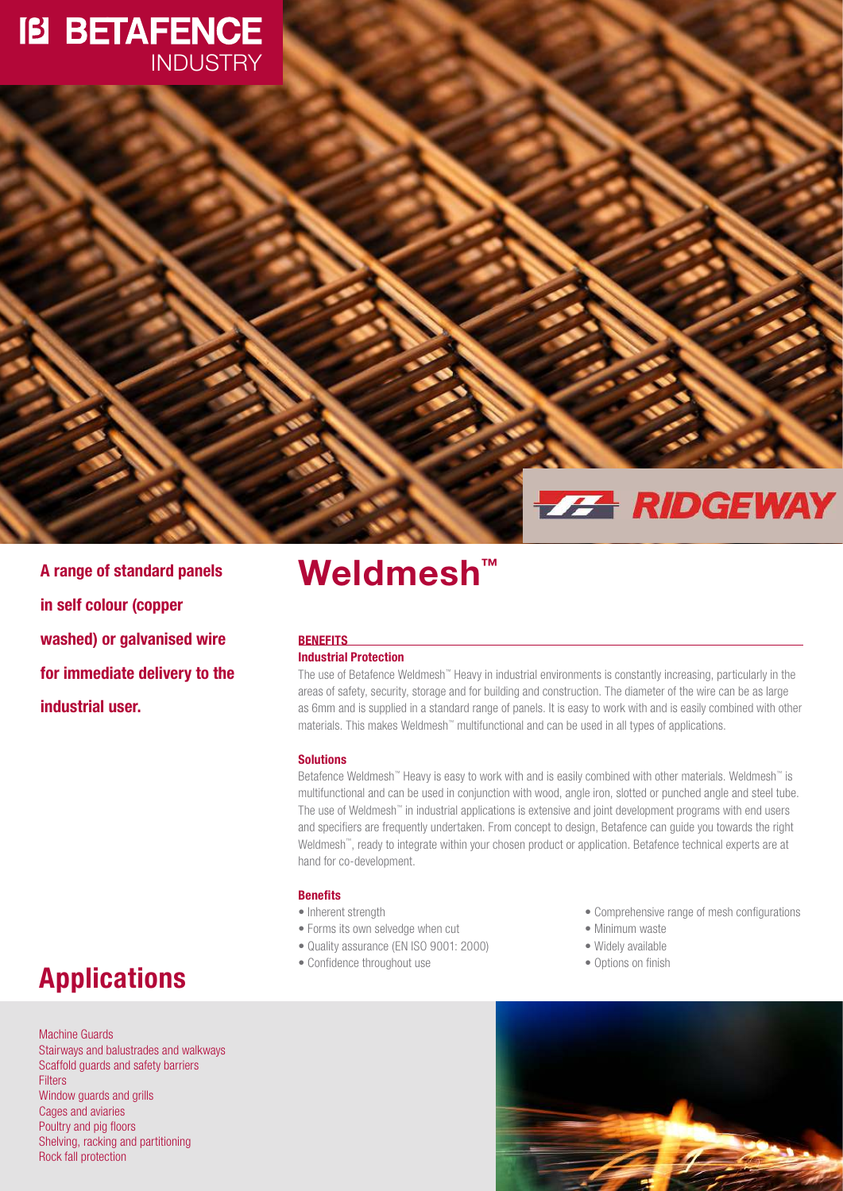BETAFENCE INDUSTRY

RIDGEWAY

**A range of standard panels in self colour (copper washed) or galvanised wire for immediate delivery to the industrial user.**

# Weldmesh™

## BENEFITS

### Industrial Protection

The use of Betafence Weldmesh™ Heavy in industrial environments is constantly increasing, particularly in the areas of safety, security, storage and for building and construction. The diameter of the wire can be as large as 6mm and is supplied in a standard range of panels. It is easy to work with and is easily combined with other materials. This makes Weldmesh™ multifunctional and can be used in all types of applications.

### Solutions

Betafence Weldmesh™ Heavy is easy to work with and is easily combined with other materials. Weldmesh™ is multifunctional and can be used in conjunction with wood, angle iron, slotted or punched angle and steel tube. The use of Weldmesh™ in industrial applications is extensive and joint development programs with end users and specifiers are frequently undertaken. From concept to design, Betafence can guide you towards the right Weldmesh™, ready to integrate within your chosen product or application. Betafence technical experts are at hand for co-development.

### Benefits

- Inherent strength
- Forms its own selvedge when cut
- Quality assurance (EN ISO 9001: 2000)
- Confidence throughout use
- Comprehensive range of mesh configurations
- Minimum waste
- Widely available
- Options on finish

## Applications

- Machine Guards
- Stairways and balustrades and walkways
- Scaffold guards and safety barriers
- Filters
- Window guards and grills
- Cages and aviaries
- Poultry and pig floors
- Shelving, racking and partitioning
- Rock fall protection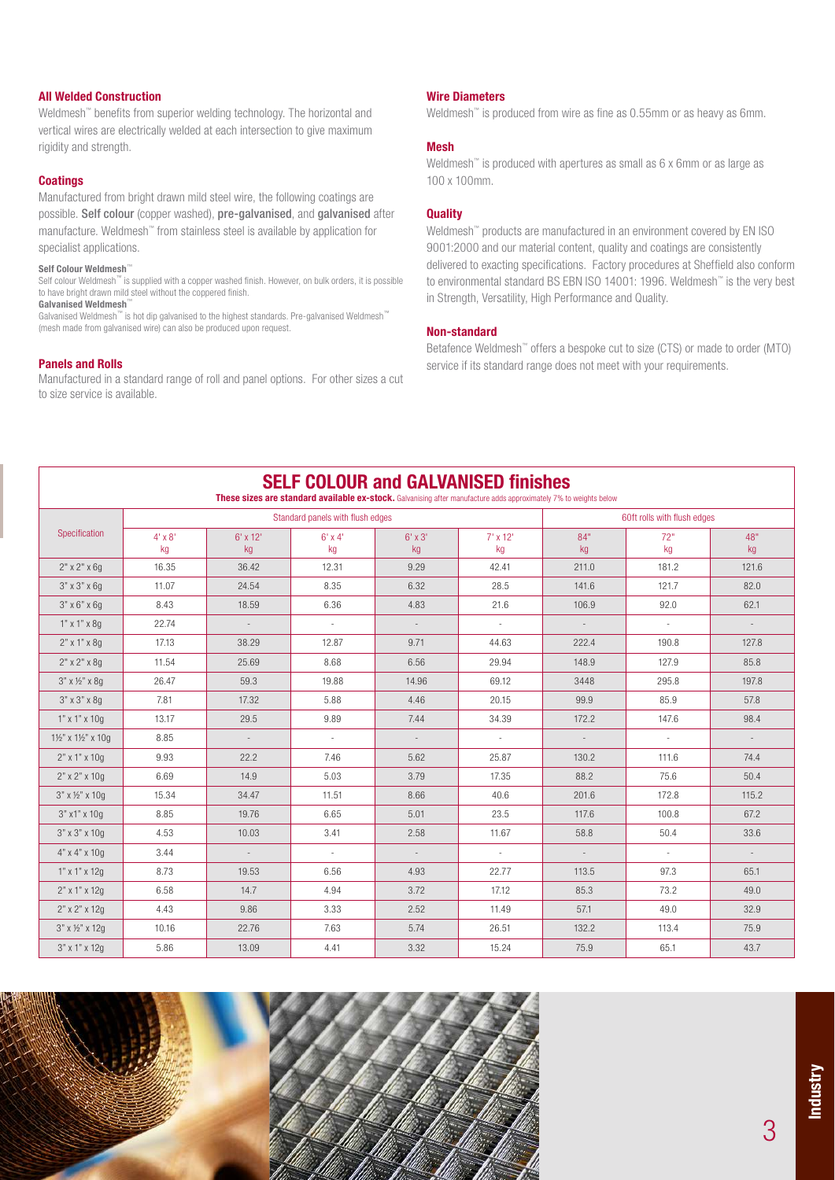#### All Welded Construction

Weldmesh™ benefits from superior welding technology. The horizontal and vertical wires are electrically welded at each intersection to give maximum rigidity and strength.

#### Coatings

Manufactured from bright drawn mild steel wire, the following coatings are possible. **Self colour** (copper washed), **pre-galvanised**, and **galvanised** after manufacture. Weldmesh™ from stainless steel is available by application for specialist applications.

**Self Colour Weldmesh™**
Self colour Weldmesh™ is supplied with a copper washed finish. However, on bulk orders, it is possible to have bright drawn mild steel without the coppered finish.
**Galvanised Weldmesh™**
Galvanised Weldmesh™ is hot dip galvanised to the highest standards. Pre-galvanised Weldmesh™ (mesh made from galvanised wire) can also be produced upon request.

#### Panels and Rolls

Manufactured in a standard range of roll and panel options. For other sizes a cut to size service is available.

#### Wire Diameters

Weldmesh™ is produced from wire as fine as 0.55mm or as heavy as 6mm.

#### Mesh

Weldmesh™ is produced with apertures as small as 6 x 6mm or as large as 100 x 100mm.

#### Quality

Weldmesh™ products are manufactured in an environment covered by EN ISO 9001:2000 and our material content, quality and coatings are consistently delivered to exacting specifications. Factory procedures at Sheffield also conform to environmental standard BS EBN ISO 14001: 1996. Weldmesh™ is the very best in Strength, Versatility, High Performance and Quality.

#### Non-standard

Betafence Weldmesh™ offers a bespoke cut to size (CTS) or made to order (MTO) service if its standard range does not meet with your requirements.

## SELF COLOUR and GALVANISED finishes

**These sizes are standard available ex-stock.** Galvanising after manufacture adds approximately 7% to weights below

| Specification | Standard panels with flush edges | | | | | 60ft rolls with flush edges | | |
|---|---|---|---|---|---|---|---|---|
| | 4' x 8' kg | 6' x 12' kg | 6' x 4' kg | 6' x 3' kg | 7' x 12' kg | 84" kg | 72" kg | 48" kg |
| 2" x 2" x 6g | 16.35 | 36.42 | 12.31 | 9.29 | 42.41 | 211.0 | 181.2 | 121.6 |
| 3" x 3" x 6g | 11.07 | 24.54 | 8.35 | 6.32 | 28.5 | 141.6 | 121.7 | 82.0 |
| 3" x 6" x 6g | 8.43 | 18.59 | 6.36 | 4.83 | 21.6 | 106.9 | 92.0 | 62.1 |
| 1" x 1" x 8g | 22.74 | - | - | - | - | - | - | - |
| 2" x 1" x 8g | 17.13 | 38.29 | 12.87 | 9.71 | 44.63 | 222.4 | 190.8 | 127.8 |
| 2" x 2" x 8g | 11.54 | 25.69 | 8.68 | 6.56 | 29.94 | 148.9 | 127.9 | 85.8 |
| 3" x ½" x 8g | 26.47 | 59.3 | 19.88 | 14.96 | 69.12 | 3448 | 295.8 | 197.8 |
| 3" x 3" x 8g | 7.81 | 17.32 | 5.88 | 4.46 | 20.15 | 99.9 | 85.9 | 57.8 |
| 1" x 1" x 10g | 13.17 | 29.5 | 9.89 | 7.44 | 34.39 | 172.2 | 147.6 | 98.4 |
| 1½" x 1½" x 10g | 8.85 | - | - | - | - | - | - | - |
| 2" x 1" x 10g | 9.93 | 22.2 | 7.46 | 5.62 | 25.87 | 130.2 | 111.6 | 74.4 |
| 2" x 2" x 10g | 6.69 | 14.9 | 5.03 | 3.79 | 17.35 | 88.2 | 75.6 | 50.4 |
| 3" x ½" x 10g | 15.34 | 34.47 | 11.51 | 8.66 | 40.6 | 201.6 | 172.8 | 115.2 |
| 3" x1" x 10g | 8.85 | 19.76 | 6.65 | 5.01 | 23.5 | 117.6 | 100.8 | 67.2 |
| 3" x 3" x 10g | 4.53 | 10.03 | 3.41 | 2.58 | 11.67 | 58.8 | 50.4 | 33.6 |
| 4" x 4" x 10g | 3.44 | - | - | - | - | - | - | - |
| 1" x 1" x 12g | 8.73 | 19.53 | 6.56 | 4.93 | 22.77 | 113.5 | 97.3 | 65.1 |
| 2" x 1" x 12g | 6.58 | 14.7 | 4.94 | 3.72 | 17.12 | 85.3 | 73.2 | 49.0 |
| 2" x 2" x 12g | 4.43 | 9.86 | 3.33 | 2.52 | 11.49 | 57.1 | 49.0 | 32.9 |
| 3" x ½" x 12g | 10.16 | 22.76 | 7.63 | 5.74 | 26.51 | 132.2 | 113.4 | 75.9 |
| 3" x 1" x 12g | 5.86 | 13.09 | 4.41 | 3.32 | 15.24 | 75.9 | 65.1 | 43.7 |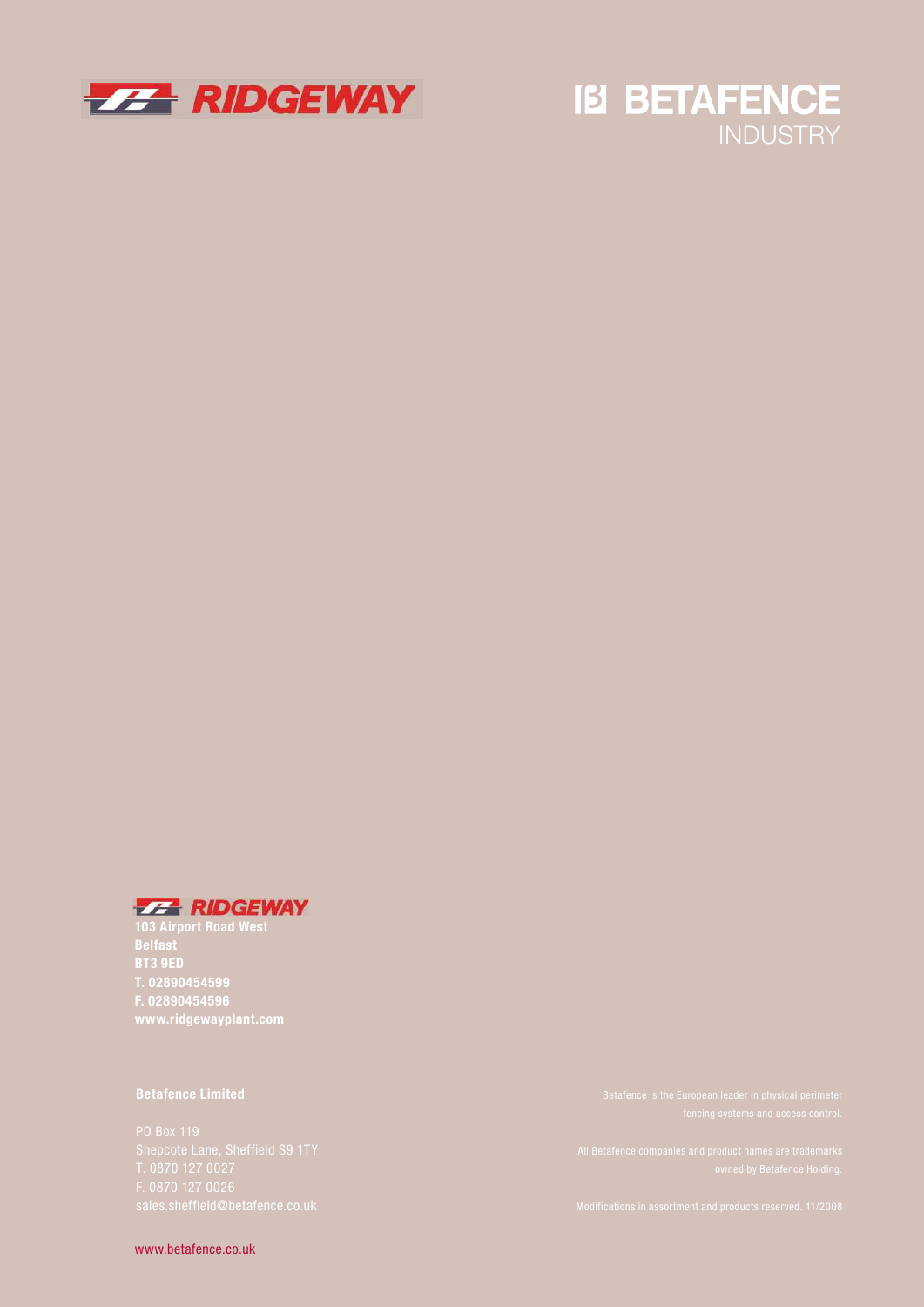RIDGEWAY

BETAFENCE
INDUSTRY

RIDGEWAY

**103 Airport Road West**
**Belfast**
**BT3 9ED**
**T. 02890454599**
**F. 02890454596**
**www.ridgewayplant.com**

**Betafence Limited**

PO Box 119
Shepcote Lane, Sheffield S9 1TY
T. 0870 127 0027
F. 0870 127 0026
sales.sheffield@betafence.co.uk

www.betafence.co.uk

Betafence is the European leader in physical perimeter fencing systems and access control.

All Betafence companies and product names are trademarks owned by Betafence Holding.

Modifications in assortment and products reserved. 11/2008